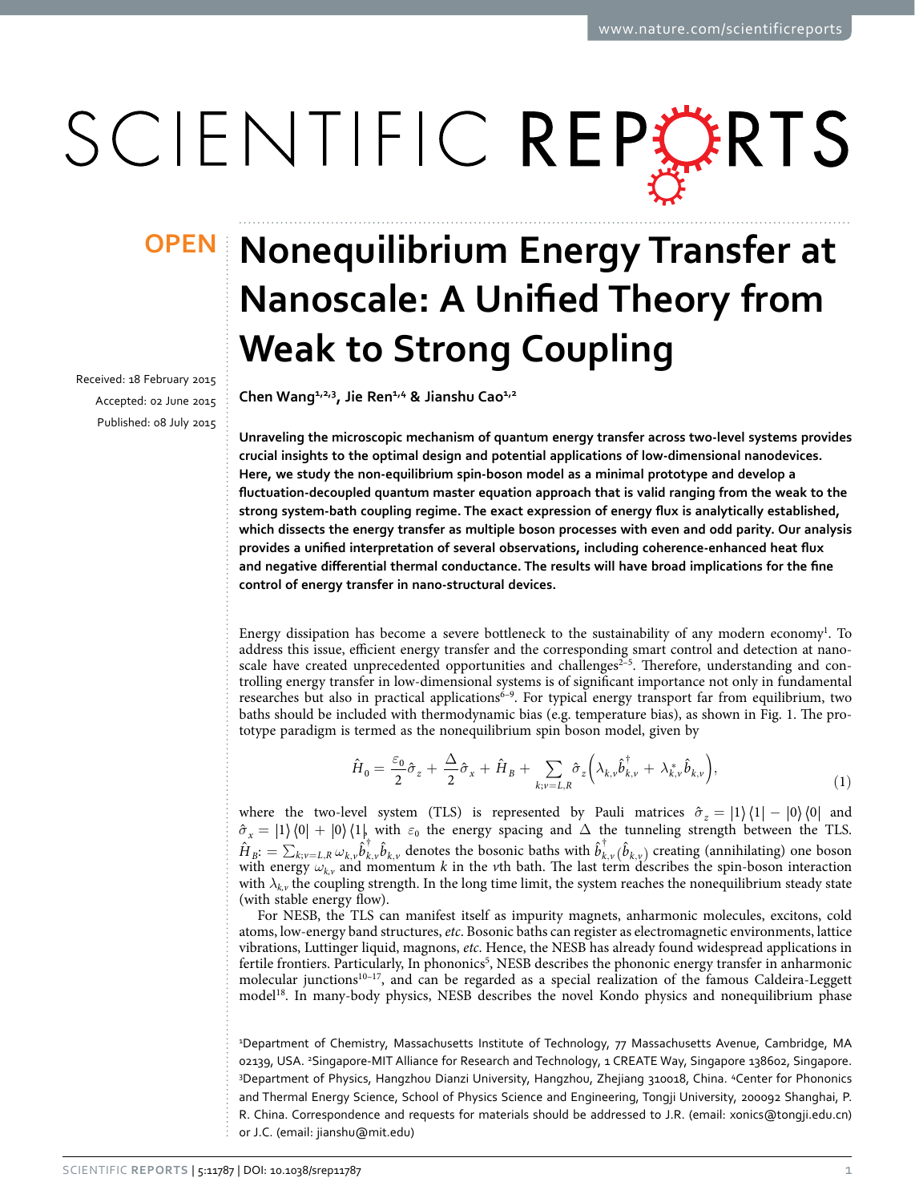OPEN

# Nonequilibrium Energy Transfer at Nanoscale: A Unified Theory from Weak to Strong Coupling

Received: 18 February 2015
Accepted: 02 June 2015
Published: 08 July 2015

**Chen Wang[1,2,3], Jie Ren[1,4] & Jianshu Cao[1,2]**

**Unraveling the microscopic mechanism of quantum energy transfer across two-level systems provides crucial insights to the optimal design and potential applications of low-dimensional nanodevices. Here, we study the non-equilibrium spin-boson model as a minimal prototype and develop a fluctuation-decoupled quantum master equation approach that is valid ranging from the weak to the strong system-bath coupling regime. The exact expression of energy flux is analytically established, which dissects the energy transfer as multiple boson processes with even and odd parity. Our analysis provides a unified interpretation of several observations, including coherence-enhanced heat flux and negative differential thermal conductance. The results will have broad implications for the fine control of energy transfer in nano-structural devices.**

Energy dissipation has become a severe bottleneck to the sustainability of any modern economy[1]. To address this issue, efficient energy transfer and the corresponding smart control and detection at nanoscale have created unprecedented opportunities and challenges[2–5]. Therefore, understanding and controlling energy transfer in low-dimensional systems is of significant importance not only in fundamental researches but also in practical applications[6–9]. For typical energy transport far from equilibrium, two baths should be included with thermodynamic bias (e.g. temperature bias), as shown in Fig. 1. The prototype paradigm is termed as the nonequilibrium spin boson model, given by

$$\hat{H}_0 = \frac{\varepsilon_0}{2}\hat{\sigma}_z + \frac{\Delta}{2}\hat{\sigma}_x + \hat{H}_B + \sum_{k;v=L,R}\hat{\sigma}_z\left(\lambda_{k,v}\hat{b}^\dagger_{k,v} + \lambda^*_{k,v}\hat{b}_{k,v}\right), \tag{1}$$

where the two-level system (TLS) is represented by Pauli matrices $\hat{\sigma}_z = |1\rangle\langle 1| - |0\rangle\langle 0|$ and $\hat{\sigma}_x = |1\rangle\langle 0| + |0\rangle\langle 1|$, with $\varepsilon_0$ the energy spacing and $\Delta$ the tunneling strength between the TLS. $\hat{H}_B := \sum_{k;v=L,R}\omega_{k,v}\hat{b}^\dagger_{k,v}\hat{b}_{k,v}$ denotes the bosonic baths with $\hat{b}^\dagger_{k,v}(\hat{b}_{k,v})$ creating (annihilating) one boson with energy $\omega_{k,v}$ and momentum $k$ in the $v$th bath. The last term describes the spin-boson interaction with $\lambda_{k,v}$ the coupling strength. In the long time limit, the system reaches the nonequilibrium steady state (with stable energy flow).

For NESB, the TLS can manifest itself as impurity magnets, anharmonic molecules, excitons, cold atoms, low-energy band structures, *etc.* Bosonic baths can register as electromagnetic environments, lattice vibrations, Luttinger liquid, magnons, *etc.* Hence, the NESB has already found widespread applications in fertile frontiers. Particularly, In phononics[5], NESB describes the phononic energy transfer in anharmonic molecular junctions[10–17], and can be regarded as a special realization of the famous Caldeira-Leggett model[18]. In many-body physics, NESB describes the novel Kondo physics and nonequilibrium phase

[1]Department of Chemistry, Massachusetts Institute of Technology, 77 Massachusetts Avenue, Cambridge, MA 02139, USA. [2]Singapore-MIT Alliance for Research and Technology, 1 CREATE Way, Singapore 138602, Singapore. [3]Department of Physics, Hangzhou Dianzi University, Hangzhou, Zhejiang 310018, China. [4]Center for Phononics and Thermal Energy Science, School of Physics Science and Engineering, Tongji University, 200092 Shanghai, P. R. China. Correspondence and requests for materials should be addressed to J.R. (email: xonics@tongji.edu.cn) or J.C. (email: jianshu@mit.edu)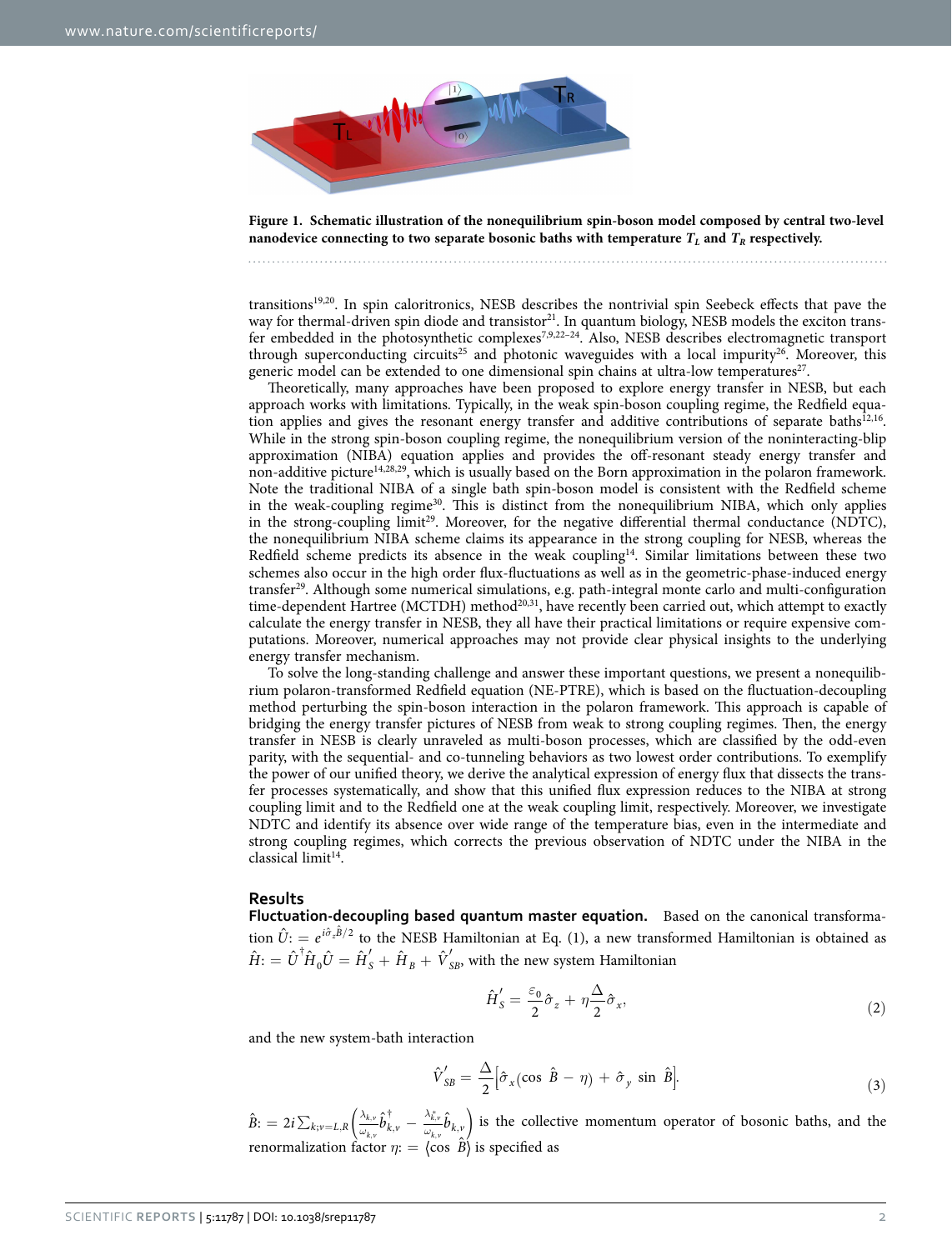**Figure 1. Schematic illustration of the nonequilibrium spin-boson model composed by central two-level nanodevice connecting to two separate bosonic baths with temperature $T_L$ and $T_R$ respectively.**

transitions[19,20]. In spin caloritronics, NESB describes the nontrivial spin Seebeck effects that pave the way for thermal-driven spin diode and transistor[21]. In quantum biology, NESB models the exciton transfer embedded in the photosynthetic complexes[7,9,22–24]. Also, NESB describes electromagnetic transport through superconducting circuits[25] and photonic waveguides with a local impurity[26]. Moreover, this generic model can be extended to one dimensional spin chains at ultra-low temperatures[27].

Theoretically, many approaches have been proposed to explore energy transfer in NESB, but each approach works with limitations. Typically, in the weak spin-boson coupling regime, the Redfield equation applies and gives the resonant energy transfer and additive contributions of separate baths[12,16]. While in the strong spin-boson coupling regime, the nonequilibrium version of the noninteracting-blip approximation (NIBA) equation applies and provides the off-resonant steady energy transfer and non-additive picture[14,28,29], which is usually based on the Born approximation in the polaron framework. Note the traditional NIBA of a single bath spin-boson model is consistent with the Redfield scheme in the weak-coupling regime[30]. This is distinct from the nonequilibrium NIBA, which only applies in the strong-coupling limit[29]. Moreover, for the negative differential thermal conductance (NDTC), the nonequilibrium NIBA scheme claims its appearance in the strong coupling for NESB, whereas the Redfield scheme predicts its absence in the weak coupling[14]. Similar limitations between these two schemes also occur in the high order flux-fluctuations as well as in the geometric-phase-induced energy transfer[29]. Although some numerical simulations, e.g. path-integral monte carlo and multi-configuration time-dependent Hartree (MCTDH) method[20,31], have recently been carried out, which attempt to exactly calculate the energy transfer in NESB, they all have their practical limitations or require expensive computations. Moreover, numerical approaches may not provide clear physical insights to the underlying energy transfer mechanism.

To solve the long-standing challenge and answer these important questions, we present a nonequilibrium polaron-transformed Redfield equation (NE-PTRE), which is based on the fluctuation-decoupling method perturbing the spin-boson interaction in the polaron framework. This approach is capable of bridging the energy transfer pictures of NESB from weak to strong coupling regimes. Then, the energy transfer in NESB is clearly unraveled as multi-boson processes, which are classified by the odd-even parity, with the sequential- and co-tunneling behaviors as two lowest order contributions. To exemplify the power of our unified theory, we derive the analytical expression of energy flux that dissects the transfer processes systematically, and show that this unified flux expression reduces to the NIBA at strong coupling limit and to the Redfield one at the weak coupling limit, respectively. Moreover, we investigate NDTC and identify its absence over wide range of the temperature bias, even in the intermediate and strong coupling regimes, which corrects the previous observation of NDTC under the NIBA in the classical limit[14].

## Results

**Fluctuation-decoupling based quantum master equation.** Based on the canonical transformation $\hat{U} := e^{i\hat{\sigma}_z\hat{B}/2}$ to the NESB Hamiltonian at Eq. (1), a new transformed Hamiltonian is obtained as $\hat{H} := \hat{U}^{\dagger}\hat{H}_0\hat{U} = \hat{H}'_S + \hat{H}_B + \hat{V}'_{SB}$, with the new system Hamiltonian

$$\hat{H}'_S = \frac{\varepsilon_0}{2}\hat{\sigma}_z + \eta\frac{\Delta}{2}\hat{\sigma}_x, \tag{2}$$

and the new system-bath interaction

$$\hat{V}'_{SB} = \frac{\Delta}{2}\left[\hat{\sigma}_x(\cos\ \hat{B} - \eta) + \hat{\sigma}_y\ \sin\ \hat{B}\right]. \tag{3}$$

$\hat{B} := 2i\sum_{k;v=L,R}\left(\frac{\lambda_{k,v}}{\omega_{k,v}}\hat{b}^{\dagger}_{k,v} - \frac{\lambda^*_{k,v}}{\omega_{k,v}}\hat{b}_{k,v}\right)$ is the collective momentum operator of bosonic baths, and the renormalization factor $\eta := \langle\cos\ \hat{B}\rangle$ is specified as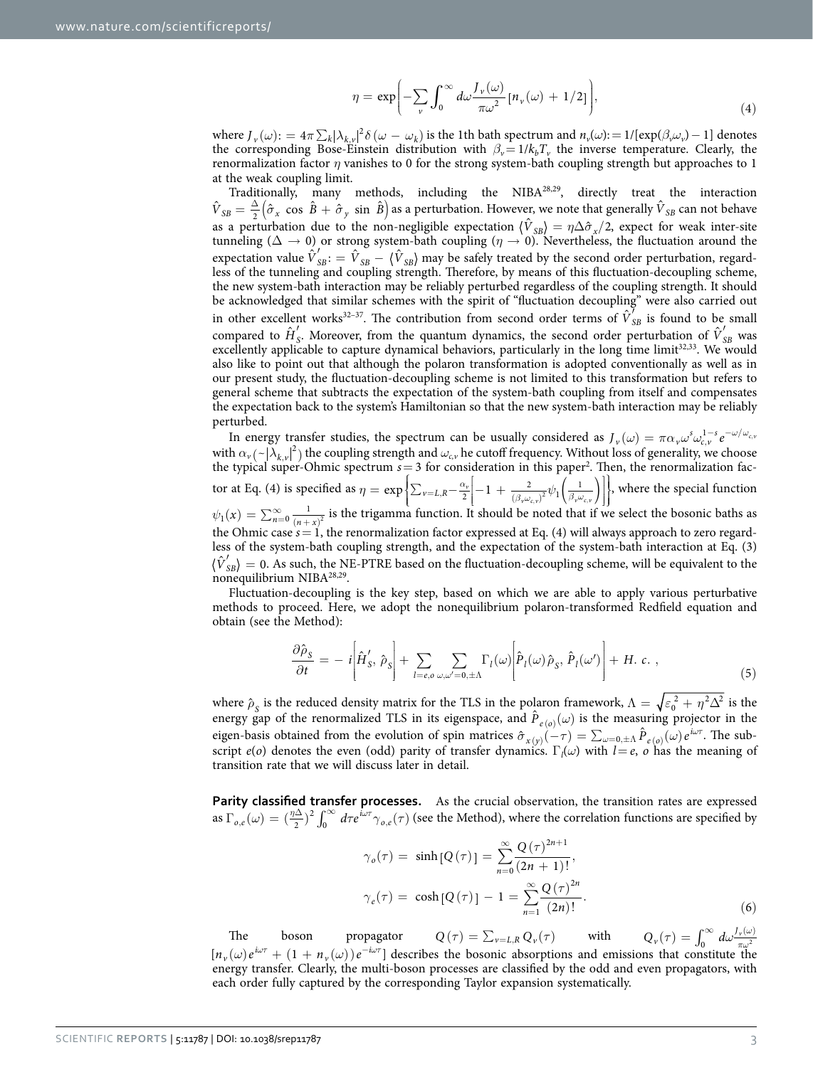$$\eta = \exp\left(-\sum_{v} \int_0^{\infty} d\omega \frac{J_v(\omega)}{\pi\omega^2}\left[n_v(\omega) + 1/2\right]\right), \tag{4}$$

where $J_v(\omega) := 4\pi\sum_k |\lambda_{k,v}|^2 \delta(\omega - \omega_k)$ is the 1th bath spectrum and $n_v(\omega) := 1/[\exp(\beta_v\omega_v) - 1]$ denotes the corresponding Bose-Einstein distribution with $\beta_v = 1/k_b T_v$ the inverse temperature. Clearly, the renormalization factor $\eta$ vanishes to 0 for the strong system-bath coupling strength but approaches to 1 at the weak coupling limit.

Traditionally, many methods, including the NIBA[28,29], directly treat the interaction $\hat{V}_{SB} = \frac{\Delta}{2}\left(\hat{\sigma}_x \cos \hat{B} + \hat{\sigma}_y \sin \hat{B}\right)$ as a perturbation. However, we note that generally $\hat{V}_{SB}$ can not behave as a perturbation due to the non-negligible expectation $\langle \hat{V}_{SB} \rangle = \eta\Delta\hat{\sigma}_x/2$, expect for weak inter-site tunneling ($\Delta \to 0$) or strong system-bath coupling ($\eta \to 0$). Nevertheless, the fluctuation around the expectation value $\hat{V}'_{SB} := \hat{V}_{SB} - \langle \hat{V}_{SB} \rangle$ may be safely treated by the second order perturbation, regardless of the tunneling and coupling strength. Therefore, by means of this fluctuation-decoupling scheme, the new system-bath interaction may be reliably perturbed regardless of the coupling strength. It should be acknowledged that similar schemes with the spirit of "fluctuation decoupling" were also carried out in other excellent works[32–37]. The contribution from second order terms of $\hat{V}'_{SB}$ is found to be small compared to $\hat{H}'_S$. Moreover, from the quantum dynamics, the second order perturbation of $\hat{V}'_{SB}$ was excellently applicable to capture dynamical behaviors, particularly in the long time limit[32,33]. We would also like to point out that although the polaron transformation is adopted conventionally as well as in our present study, the fluctuation-decoupling scheme is not limited to this transformation but refers to general scheme that subtracts the expectation of the system-bath coupling from itself and compensates the expectation back to the system's Hamiltonian so that the new system-bath interaction may be reliably perturbed.

In energy transfer studies, the spectrum can be usually considered as $J_v(\omega) = \pi\alpha_v\omega^s\omega_{c,v}^{1-s}e^{-\omega/\omega_{c,v}}$ with $\alpha_v(\sim|\lambda_{k,v}|^2)$ the coupling strength and $\omega_{c,v}$ he cutoff frequency. Without loss of generality, we choose the typical super-Ohmic spectrum $s = 3$ for consideration in this paper[2]. Then, the renormalization factor at Eq. (4) is specified as $\eta = \exp\left\{\sum_{v=L,R} -\frac{\alpha_v}{2}\left[-1 + \frac{2}{(\beta_v\omega_{c,v})^2}\psi_1\left(\frac{1}{\beta_v\omega_{c,v}}\right)\right]\right\}$, where the special function $\psi_1(x) = \sum_{n=0}^{\infty}\frac{1}{(n+x)^2}$ is the trigamma function. It should be noted that if we select the bosonic baths as the Ohmic case $s = 1$, the renormalization factor expressed at Eq. (4) will always approach to zero regardless of the system-bath coupling strength, and the expectation of the system-bath interaction at Eq. (3) $\langle \hat{V}'_{SB} \rangle = 0$. As such, the NE-PTRE based on the fluctuation-decoupling scheme, will be equivalent to the nonequilibrium NIBA[28,29].

Fluctuation-decoupling is the key step, based on which we are able to apply various perturbative methods to proceed. Here, we adopt the nonequilibrium polaron-transformed Redfield equation and obtain (see the Method):

$$\frac{\partial \hat{\rho}_S}{\partial t} = -i\left[\hat{H}'_S, \hat{\rho}_S\right] + \sum_{l=e,o}\sum_{\omega,\omega'=0,\pm\Lambda}\Gamma_l(\omega)\left[\hat{P}_l(\omega)\hat{\rho}_S, \hat{P}_l(\omega')\right] + H.\,c.\,, \tag{5}$$

where $\hat{\rho}_S$ is the reduced density matrix for the TLS in the polaron framework, $\Lambda = \sqrt{\varepsilon_0^2 + \eta^2\Delta^2}$ is the energy gap of the renormalized TLS in its eigenspace, and $\hat{P}_{e(o)}(\omega)$ is the measuring projector in the eigen-basis obtained from the evolution of spin matrices $\hat{\sigma}_{x(y)}(-\tau) = \sum_{\omega=0,\pm\Lambda}\hat{P}_{e(o)}(\omega)e^{i\omega\tau}$. The subscript $e(o)$ denotes the even (odd) parity of transfer dynamics. $\Gamma_l(\omega)$ with $l = e$, $o$ has the meaning of transition rate that we will discuss later in detail.

**Parity classified transfer processes.** As the crucial observation, the transition rates are expressed as $\Gamma_{o,e}(\omega) = (\frac{\eta\Delta}{2})^2\int_0^{\infty} d\tau e^{i\omega\tau}\gamma_{o,e}(\tau)$ (see the Method), where the correlation functions are specified by

$$\gamma_o(\tau) = \sinh[Q(\tau)] = \sum_{n=0}^{\infty}\frac{Q(\tau)^{2n+1}}{(2n+1)!},$$
$$\gamma_e(\tau) = \cosh[Q(\tau)] - 1 = \sum_{n=1}^{\infty}\frac{Q(\tau)^{2n}}{(2n)!}. \tag{6}$$

The boson propagator $Q(\tau) = \sum_{v=L,R} Q_v(\tau)$ with $Q_v(\tau) = \int_0^{\infty} d\omega \frac{J_v(\omega)}{\pi\omega^2}[n_v(\omega)e^{i\omega\tau} + (1 + n_v(\omega))e^{-i\omega\tau}]$ describes the bosonic absorptions and emissions that constitute the energy transfer. Clearly, the multi-boson processes are classified by the odd and even propagators, with each order fully captured by the corresponding Taylor expansion systematically.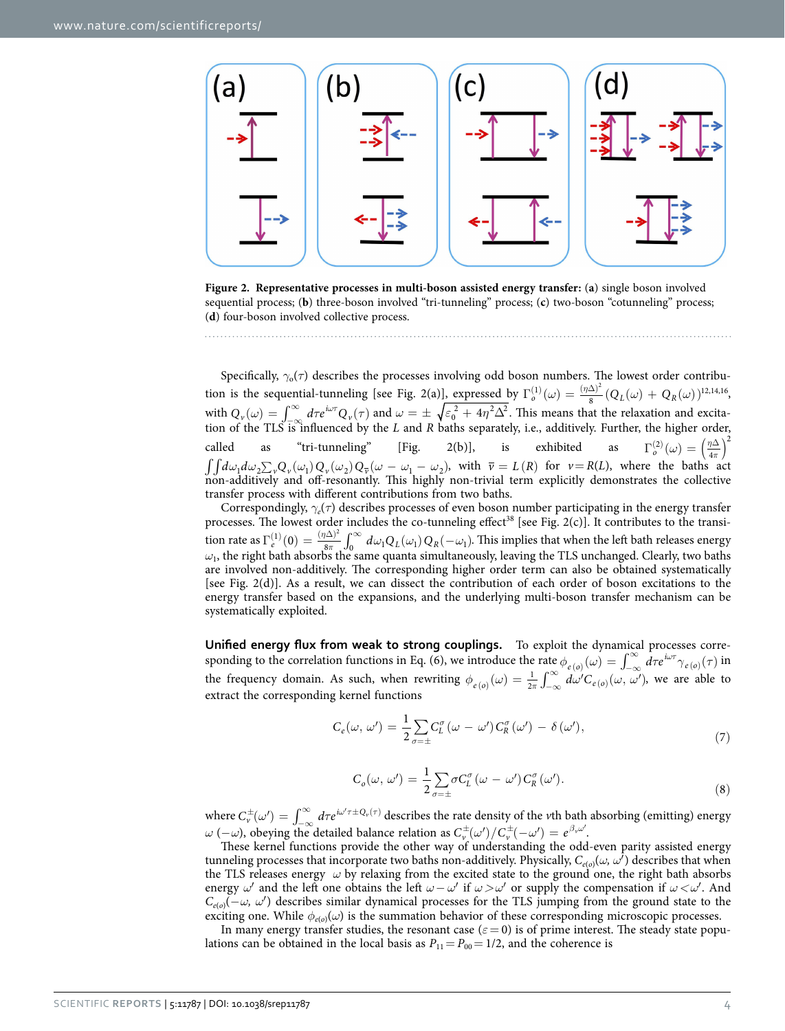**Figure 2. Representative processes in multi-boson assisted energy transfer:** (**a**) single boson involved sequential process; (**b**) three-boson involved "tri-tunneling" process; (**c**) two-boson "cotunneling" process; (**d**) four-boson involved collective process.

Specifically, $\gamma_o(\tau)$ describes the processes involving odd boson numbers. The lowest order contribution is the sequential-tunneling [see Fig. 2(a)], expressed by $\Gamma_o^{(1)}(\omega) = \frac{(\eta\Delta)^2}{8}(Q_L(\omega) + Q_R(\omega))$[12,14,16], with $Q_v(\omega) = \int_{-\infty}^{\infty} d\tau e^{i\omega\tau} Q_v(\tau)$ and $\omega = \pm\sqrt{\varepsilon_0^2 + 4\eta^2\Delta^2}$. This means that the relaxation and excitation of the TLS is influenced by the $L$ and $R$ baths separately, i.e., additively. Further, the higher order, called as "tri-tunneling" [Fig. 2(b)], is exhibited as $\Gamma_o^{(2)}(\omega) = \left(\frac{\eta\Delta}{4\pi}\right)^2 \iint d\omega_1 d\omega_2 \sum_v Q_v(\omega_1) Q_v(\omega_2) Q_{\bar{v}}(\omega - \omega_1 - \omega_2)$, with $\bar{v} = L(R)$ for $v = R(L)$, where the baths act non-additively and off-resonantly. This highly non-trivial term explicitly demonstrates the collective transfer process with different contributions from two baths.

Correspondingly, $\gamma_e(\tau)$ describes processes of even boson number participating in the energy transfer processes. The lowest order includes the co-tunneling effect[38] [see Fig. 2(c)]. It contributes to the transition rate as $\Gamma_e^{(1)}(0) = \frac{(\eta\Delta)^2}{8\pi}\int_0^{\infty} d\omega_1 Q_L(\omega_1) Q_R(-\omega_1)$. This implies that when the left bath releases energy $\omega_1$, the right bath absorbs the same quanta simultaneously, leaving the TLS unchanged. Clearly, two baths are involved non-additively. The corresponding higher order term can also be obtained systematically [see Fig. 2(d)]. As a result, we can dissect the contribution of each order of boson excitations to the energy transfer based on the expansions, and the underlying multi-boson transfer mechanism can be systematically exploited.

**Unified energy flux from weak to strong couplings.** To exploit the dynamical processes corresponding to the correlation functions in Eq. (6), we introduce the rate $\phi_{e(o)}(\omega) = \int_{-\infty}^{\infty} d\tau e^{i\omega\tau}\gamma_{e(o)}(\tau)$ in the frequency domain. As such, when rewriting $\phi_{e(o)}(\omega) = \frac{1}{2\pi}\int_{-\infty}^{\infty} d\omega' C_{e(o)}(\omega, \omega')$, we are able to extract the corresponding kernel functions

$$C_e(\omega, \omega') = \frac{1}{2}\sum_{\sigma=\pm} C_L^{\sigma}(\omega - \omega') C_R^{\sigma}(\omega') - \delta(\omega'), \tag{7}$$

$$C_o(\omega, \omega') = \frac{1}{2}\sum_{\sigma=\pm} \sigma C_L^{\sigma}(\omega - \omega') C_R^{\sigma}(\omega'). \tag{8}$$

where $C_v^{\pm}(\omega') = \int_{-\infty}^{\infty} d\tau e^{i\omega'\tau \pm Q_v(\tau)}$ describes the rate density of the $v$th bath absorbing (emitting) energy $\omega$ $(-\omega)$, obeying the detailed balance relation as $C_v^{\pm}(\omega')/C_v^{\pm}(-\omega') = e^{\beta_v\omega'}$.

These kernel functions provide the other way of understanding the odd-even parity assisted energy tunneling processes that incorporate two baths non-additively. Physically, $C_{e(o)}(\omega, \omega')$ describes that when the TLS releases energy $\omega$ by relaxing from the excited state to the ground one, the right bath absorbs energy $\omega'$ and the left one obtains the left $\omega - \omega'$ if $\omega > \omega'$ or supply the compensation if $\omega < \omega'$. And $C_{e(o)}(-\omega, \omega')$ describes similar dynamical processes for the TLS jumping from the ground state to the exciting one. While $\phi_{e(o)}(\omega)$ is the summation behavior of these corresponding microscopic processes.

In many energy transfer studies, the resonant case ($\varepsilon = 0$) is of prime interest. The steady state populations can be obtained in the local basis as $P_{11} = P_{00} = 1/2$, and the coherence is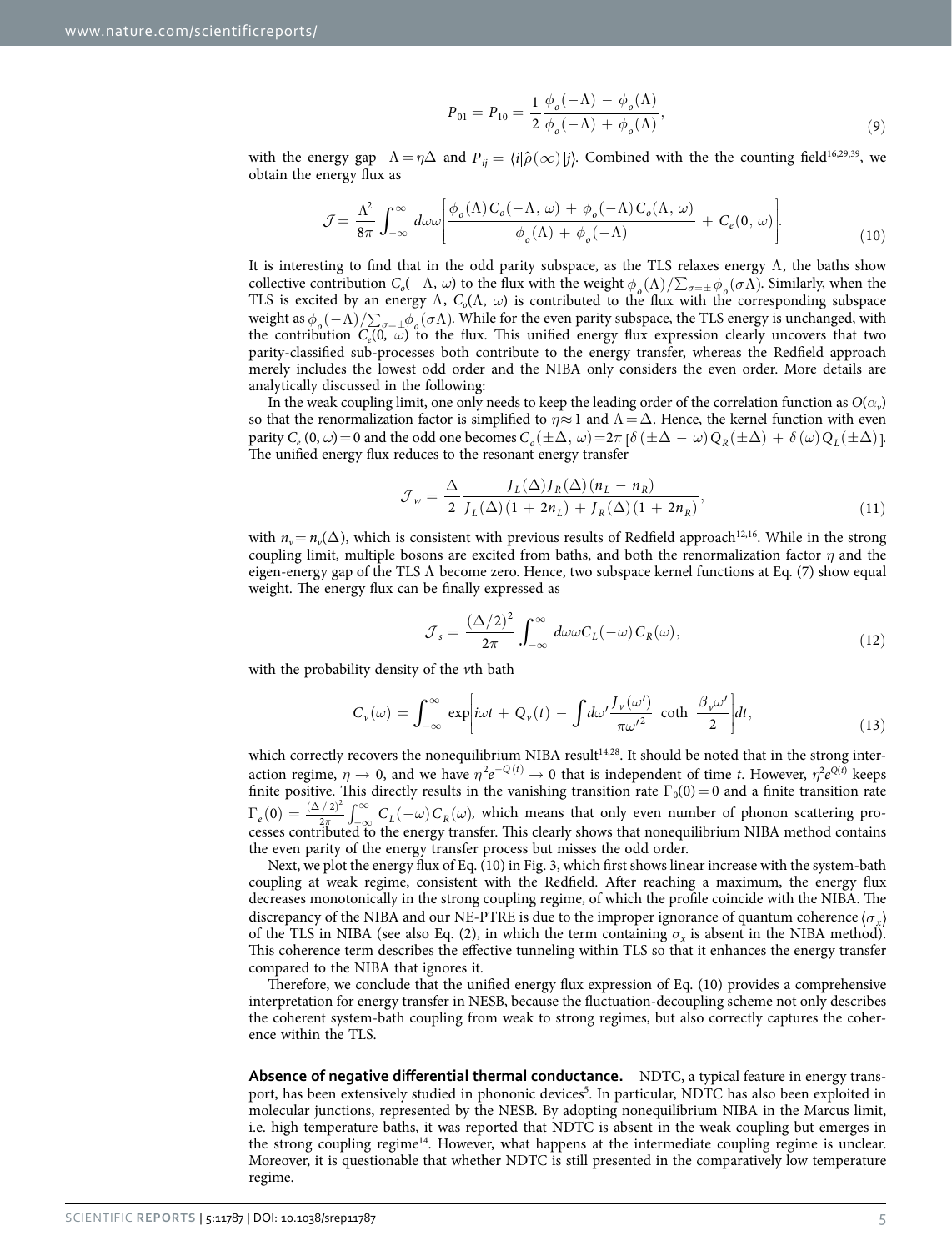$$P_{01} = P_{10} = \frac{1}{2}\frac{\phi_o(-\Lambda) - \phi_o(\Lambda)}{\phi_o(-\Lambda) + \phi_o(\Lambda)}, \tag{9}$$

with the energy gap $\Lambda = \eta\Delta$ and $P_{ij} = \langle i|\hat{\rho}(\infty)|j\rangle$. Combined with the the counting field[16,29,39], we obtain the energy flux as

$$\mathcal{J} = \frac{\Lambda^2}{8\pi}\int_{-\infty}^{\infty} d\omega\omega\left[\frac{\phi_o(\Lambda)C_o(-\Lambda,\,\omega) + \phi_o(-\Lambda)C_o(\Lambda,\,\omega)}{\phi_o(\Lambda) + \phi_o(-\Lambda)} + C_e(0,\,\omega)\right]. \tag{10}$$

It is interesting to find that in the odd parity subspace, as the TLS relaxes energy $\Lambda$, the baths show collective contribution $C_o(-\Lambda,\,\omega)$ to the flux with the weight $\phi_o(\Lambda)/\sum_{\sigma=\pm}\phi_o(\sigma\Lambda)$. Similarly, when the TLS is excited by an energy $\Lambda$, $C_o(\Lambda,\,\omega)$ is contributed to the flux with the corresponding subspace weight as $\phi_o(-\Lambda)/\sum_{\sigma=\pm}\phi_o(\sigma\Lambda)$. While for the even parity subspace, the TLS energy is unchanged, with the contribution $C_e(0,\,\omega)$ to the flux. This unified energy flux expression clearly uncovers that two parity-classified sub-processes both contribute to the energy transfer, whereas the Redfield approach merely includes the lowest odd order and the NIBA only considers the even order. More details are analytically discussed in the following:

In the weak coupling limit, one only needs to keep the leading order of the correlation function as $O(\alpha_v)$ so that the renormalization factor is simplified to $\eta \approx 1$ and $\Lambda = \Delta$. Hence, the kernel function with even parity $C_e(0,\omega) = 0$ and the odd one becomes $C_o(\pm\Delta,\,\omega) = 2\pi\,[\delta(\pm\Delta - \omega)Q_R(\pm\Delta) + \delta(\omega)Q_L(\pm\Delta)]$. The unified energy flux reduces to the resonant energy transfer

$$\mathcal{J}_w = \frac{\Delta}{2}\frac{J_L(\Delta)J_R(\Delta)(n_L - n_R)}{J_L(\Delta)(1 + 2n_L) + J_R(\Delta)(1 + 2n_R)}, \tag{11}$$

with $n_v = n_v(\Delta)$, which is consistent with previous results of Redfield approach[12,16]. While in the strong coupling limit, multiple bosons are excited from baths, and both the renormalization factor $\eta$ and the eigen-energy gap of the TLS $\Lambda$ become zero. Hence, two subspace kernel functions at Eq. (7) show equal weight. The energy flux can be finally expressed as

$$\mathcal{J}_s = \frac{(\Delta/2)^2}{2\pi}\int_{-\infty}^{\infty} d\omega\omega C_L(-\omega)C_R(\omega), \tag{12}$$

with the probability density of the $v$th bath

$$C_v(\omega) = \int_{-\infty}^{\infty} \exp\left[i\omega t + Q_v(t) - \int d\omega' \frac{J_v(\omega')}{\pi\omega'^2}\,\coth\,\frac{\beta_v\omega'}{2}\right]dt, \tag{13}$$

which correctly recovers the nonequilibrium NIBA result[14,28]. It should be noted that in the strong interaction regime, $\eta \to 0$, and we have $\eta^2 e^{-Q(t)} \to 0$ that is independent of time $t$. However, $\eta^2 e^{Q(t)}$ keeps finite positive. This directly results in the vanishing transition rate $\Gamma_o(0) = 0$ and a finite transition rate $\Gamma_e(0) = \frac{(\Delta/2)^2}{2\pi}\int_{-\infty}^{\infty} C_L(-\omega)C_R(\omega)$, which means that only even number of phonon scattering processes contributed to the energy transfer. This clearly shows that nonequilibrium NIBA method contains the even parity of the energy transfer process but misses the odd order.

Next, we plot the energy flux of Eq. (10) in Fig. 3, which first shows linear increase with the system-bath coupling at weak regime, consistent with the Redfield. After reaching a maximum, the energy flux decreases monotonically in the strong coupling regime, of which the profile coincide with the NIBA. The discrepancy of the NIBA and our NE-PTRE is due to the improper ignorance of quantum coherence $\langle\sigma_x\rangle$ of the TLS in NIBA (see also Eq. (2), in which the term containing $\sigma_x$ is absent in the NIBA method). This coherence term describes the effective tunneling within TLS so that it enhances the energy transfer compared to the NIBA that ignores it.

Therefore, we conclude that the unified energy flux expression of Eq. (10) provides a comprehensive interpretation for energy transfer in NESB, because the fluctuation-decoupling scheme not only describes the coherent system-bath coupling from weak to strong regimes, but also correctly captures the coherence within the TLS.

**Absence of negative differential thermal conductance.** NDTC, a typical feature in energy transport, has been extensively studied in phononic devices[5]. In particular, NDTC has also been exploited in molecular junctions, represented by the NESB. By adopting nonequilibrium NIBA in the Marcus limit, i.e. high temperature baths, it was reported that NDTC is absent in the weak coupling but emerges in the strong coupling regime[14]. However, what happens at the intermediate coupling regime is unclear. Moreover, it is questionable that whether NDTC is still presented in the comparatively low temperature regime.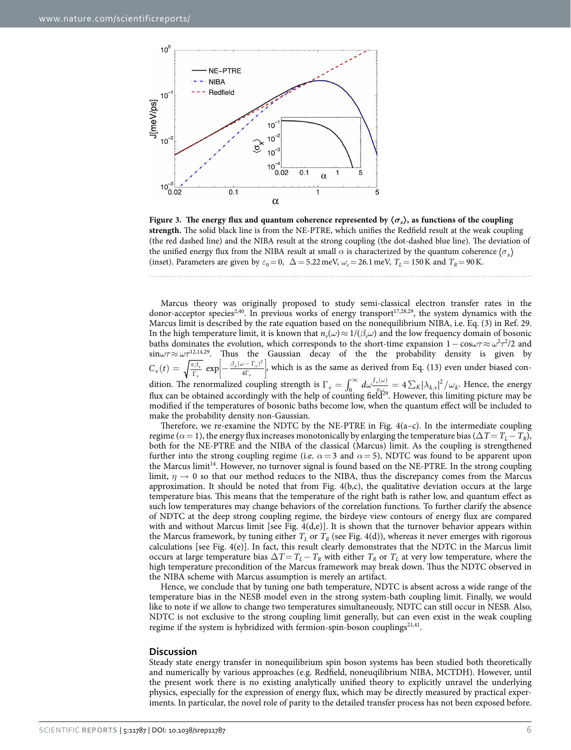**Figure 3. The energy flux and quantum coherence represented by $\langle\sigma_x\rangle$, as functions of the coupling strength.** The solid black line is from the NE-PTRE, which unifies the Redfield result at the weak coupling (the red dashed line) and the NIBA result at the strong coupling (the dot-dashed blue line). The deviation of the unified energy flux from the NIBA result at small $\alpha$ is characterized by the quantum coherence $\langle\sigma_x\rangle$ (inset). Parameters are given by $\varepsilon_0 = 0$, $\Delta = 5.22\,\text{meV}$, $\omega_c = 26.1\,\text{meV}$, $T_L = 150\,\text{K}$ and $T_R = 90\,\text{K}$.

Marcus theory was originally proposed to study semi-classical electron transfer rates in the donor-acceptor species[2,40]. In previous works of energy transport[17,28,29], the system dynamics with the Marcus limit is described by the rate equation based on the nonequilibrium NIBA, i.e. Eq. (3) in Ref. 29. In the high temperature limit, it is known that $n_v(\omega) \approx 1/(\beta_v\omega)$ and the low frequency domain of bosonic baths dominates the evolution, which corresponds to the short-time expansion $1 - \cos\omega\tau \approx \omega^2\tau^2/2$ and $\sin\omega\tau \approx \omega\tau$[12,14,29]. Thus the Gaussian decay of the the probability density is given by $C_v(t) = \sqrt{\frac{\pi\beta_v}{\Gamma_v}}\exp\left[-\frac{\beta_v(\omega - \Gamma_v)^2}{4\Gamma_v}\right]$, which is as the same as derived from Eq. (13) even under biased condition. The renormalized coupling strength is $\Gamma_v = \int_0^\infty d\omega \frac{J_v(\omega)}{\pi\omega} = 4\sum_K |\lambda_{k,v}|^2/\omega_k$. Hence, the energy flux can be obtained accordingly with the help of counting field[29]. However, this limiting picture may be modified if the temperatures of bosonic baths become low, when the quantum effect will be included to make the probability density non-Gaussian.

Therefore, we re-examine the NDTC by the NE-PTRE in Fig. 4(a–c). In the intermediate coupling regime ($\alpha = 1$), the energy flux increases monotonically by enlarging the temperature bias ($\Delta T = T_L - T_R$), both for the NE-PTRE and the NIBA of the classical (Marcus) limit. As the coupling is strengthened further into the strong coupling regime (i.e. $\alpha = 3$ and $\alpha = 5$), NDTC was found to be apparent upon the Marcus limit[14]. However, no turnover signal is found based on the NE-PTRE. In the strong coupling limit, $\eta \to 0$ so that our method reduces to the NIBA, thus the discrepancy comes from the Marcus approximation. It should be noted that from Fig. 4(b,c), the qualitative deviation occurs at the large temperature bias. This means that the temperature of the right bath is rather low, and quantum effect as such low temperatures may change behaviors of the correlation functions. To further clarify the absence of NDTC at the deep strong coupling regime, the birdeye view contours of energy flux are compared with and without Marcus limit [see Fig. 4(d,e)]. It is shown that the turnover behavior appears within the Marcus framework, by tuning either $T_L$ or $T_R$ (see Fig. 4(d)), whereas it never emerges with rigorous calculations [see Fig. 4(e)]. In fact, this result clearly demonstrates that the NDTC in the Marcus limit occurs at large temperature bias $\Delta T = T_L - T_R$ with either $T_R$ or $T_L$ at very low temperature, where the high temperature precondition of the Marcus framework may break down. Thus the NDTC observed in the NIBA scheme with Marcus assumption is merely an artifact.

Hence, we conclude that by tuning one bath temperature, NDTC is absent across a wide range of the temperature bias in the NESB model even in the strong system-bath coupling limit. Finally, we would like to note if we allow to change two temperatures simultaneously, NDTC can still occur in NESB. Also, NDTC is not exclusive to the strong coupling limit generally, but can even exist in the weak coupling regime if the system is hybridized with fermion-spin-boson couplings[21,41].

## Discussion

Steady state energy transfer in nonequilibrium spin boson systems has been studied both theoretically and numerically by various approaches (e.g. Redfield, noneuqilibrium NIBA, MCTDH). However, until the present work there is no existing analytically unified theory to explicitly unravel the underlying physics, especially for the expression of energy flux, which may be directly measured by practical experiments. In particular, the novel role of parity to the detailed transfer process has not been exposed before.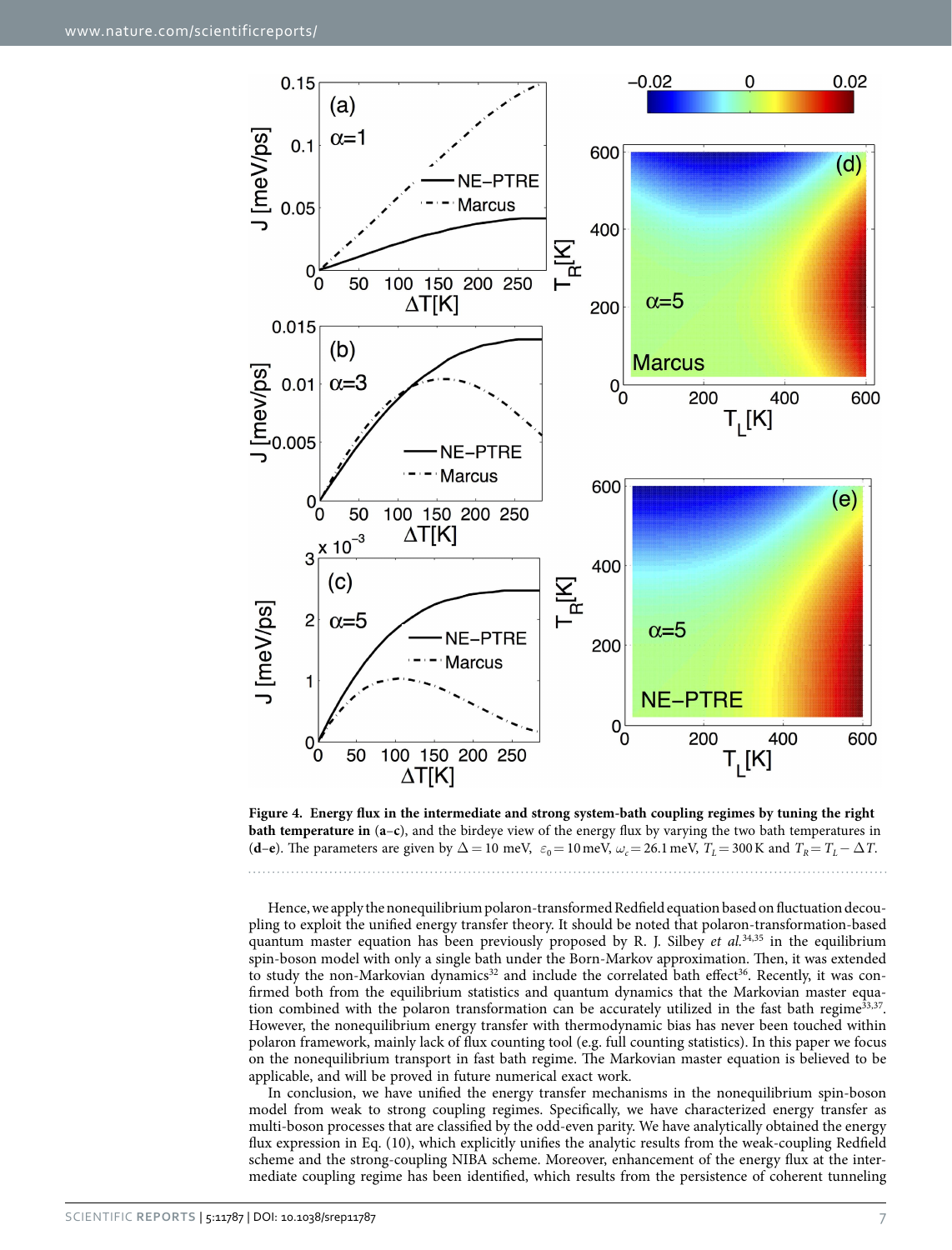**Figure 4. Energy flux in the intermediate and strong system-bath coupling regimes by tuning the right bath temperature in (a–c)**, and the birdeye view of the energy flux by varying the two bath temperatures in (**d–e**). The parameters are given by $\Delta = 10$ meV, $\varepsilon_0 = 10$ meV, $\omega_c = 26.1$ meV, $T_L = 300$ K and $T_R = T_L - \Delta T$.

Hence, we apply the nonequilibrium polaron-transformed Redfield equation based on fluctuation decoupling to exploit the unified energy transfer theory. It should be noted that polaron-transformation-based quantum master equation has been previously proposed by R. J. Silbey *et al.*[34,35] in the equilibrium spin-boson model with only a single bath under the Born-Markov approximation. Then, it was extended to study the non-Markovian dynamics[32] and include the correlated bath effect[36]. Recently, it was confirmed both from the equilibrium statistics and quantum dynamics that the Markovian master equation combined with the polaron transformation can be accurately utilized in the fast bath regime[33,37]. However, the nonequilibrium energy transfer with thermodynamic bias has never been touched within polaron framework, mainly lack of flux counting tool (e.g. full counting statistics). In this paper we focus on the nonequilibrium transport in fast bath regime. The Markovian master equation is believed to be applicable, and will be proved in future numerical exact work.

In conclusion, we have unified the energy transfer mechanisms in the nonequilibrium spin-boson model from weak to strong coupling regimes. Specifically, we have characterized energy transfer as multi-boson processes that are classified by the odd-even parity. We have analytically obtained the energy flux expression in Eq. (10), which explicitly unifies the analytic results from the weak-coupling Redfield scheme and the strong-coupling NIBA scheme. Moreover, enhancement of the energy flux at the intermediate coupling regime has been identified, which results from the persistence of coherent tunneling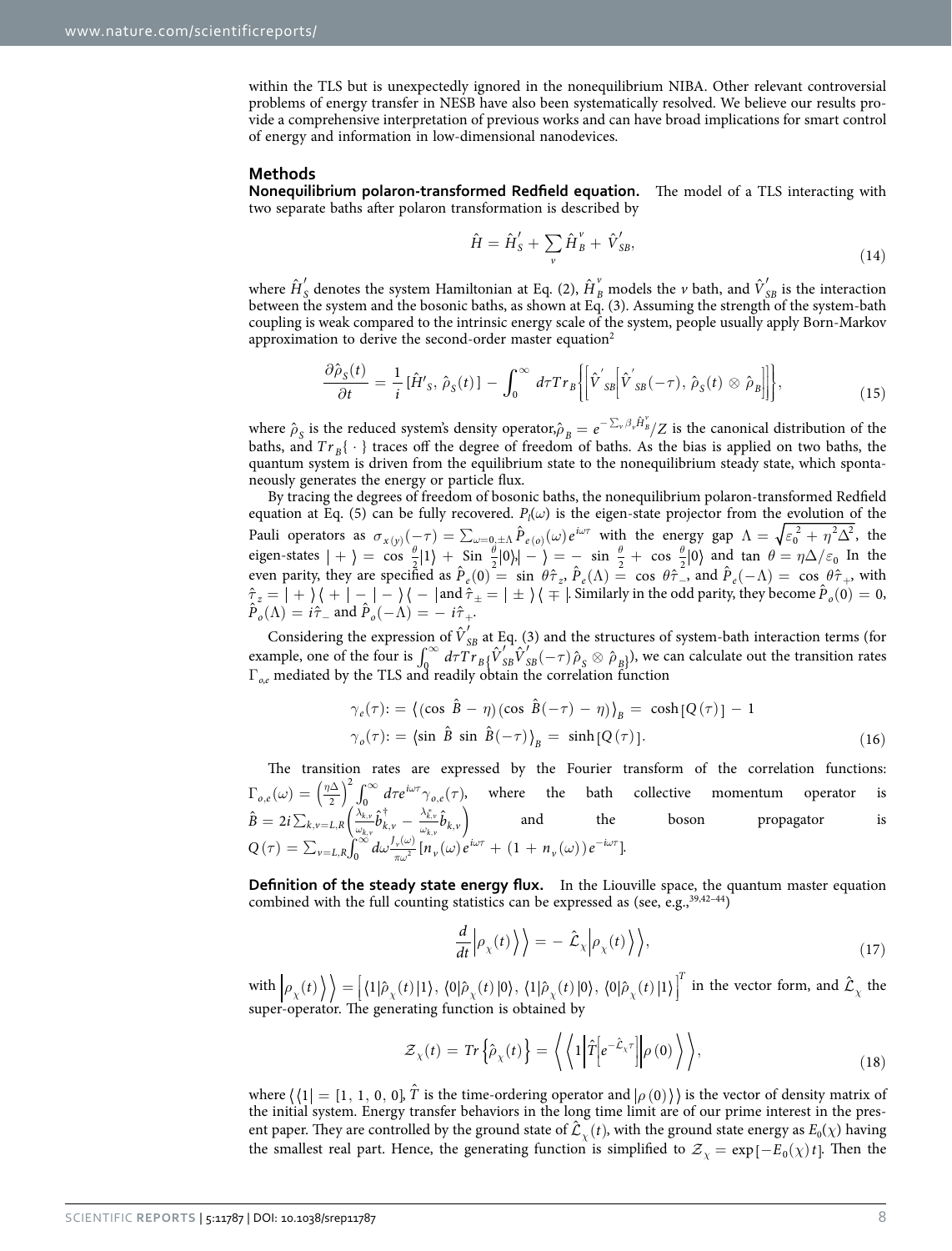within the TLS but is unexpectedly ignored in the nonequilibrium NIBA. Other relevant controversial problems of energy transfer in NESB have also been systematically resolved. We believe our results provide a comprehensive interpretation of previous works and can have broad implications for smart control of energy and information in low-dimensional nanodevices.

## Methods

**Nonequilibrium polaron-transformed Redfield equation.** The model of a TLS interacting with two separate baths after polaron transformation is described by

$$\hat{H} = \hat{H}_S^{'} + \sum_v \hat{H}_B^v + \hat{V}_{SB}^{'}, \tag{14}$$

where $\hat{H}_S^{'}$ denotes the system Hamiltonian at Eq. (2), $\hat{H}_B^v$ models the $v$ bath, and $\hat{V}_{SB}^{'}$ is the interaction between the system and the bosonic baths, as shown at Eq. (3). Assuming the strength of the system-bath coupling is weak compared to the intrinsic energy scale of the system, people usually apply Born-Markov approximation to derive the second-order master equation[2]

$$\frac{\partial \hat{\rho}_S(t)}{\partial t} = \frac{1}{i}[\hat{H}'_S, \hat{\rho}_S(t)] - \int_0^\infty d\tau Tr_B\left\{\left[\hat{V}_{SB}^{'}\left[\hat{V}_{SB}^{'}(-\tau), \hat{\rho}_S(t) \otimes \hat{\rho}_B\right]\right]\right\}, \tag{15}$$

where $\hat{\rho}_S$ is the reduced system's density operator, $\hat{\rho}_B = e^{-\sum_v \beta_v \hat{H}_B^v}/Z$ is the canonical distribution of the baths, and $Tr_B\{\cdot\}$ traces off the degree of freedom of baths. As the bias is applied on two baths, the quantum system is driven from the equilibrium state to the nonequilibrium steady state, which spontaneously generates the energy or particle flux.

By tracing the degrees of freedom of bosonic baths, the nonequilibrium polaron-transformed Redfield equation at Eq. (5) can be fully recovered. $P_l(\omega)$ is the eigen-state projector from the evolution of the Pauli operators as $\sigma_{x(y)}(-\tau) = \sum_{\omega=0,\pm\Lambda} \hat{P}_{e(o)}(\omega) e^{i\omega\tau}$ with the energy gap $\Lambda = \sqrt{\varepsilon_0^2 + \eta^2\Delta^2}$, the eigen-states $|+\rangle = \cos\frac{\theta}{2}|1\rangle + \mathrm{Sin}\frac{\theta}{2}|0\rangle$, $|-\rangle = -\sin\frac{\theta}{2} + \cos\frac{\theta}{2}|0\rangle$ and $\tan\theta = \eta\Delta/\varepsilon_0$ In the even parity, they are specified as $\hat{P}_e(0) = \sin\theta\hat{\tau}_z$, $\hat{P}_e(\Lambda) = \cos\theta\hat{\tau}_-$, and $\hat{P}_e(-\Lambda) = \cos\theta\hat{\tau}_+$, with $\hat{\tau}_z = |+\rangle\langle+| - |-\rangle\langle-|$ and $\hat{\tau}_\pm = |\pm\rangle\langle\mp|$. Similarly in the odd parity, they become $\hat{P}_o(0) = 0$, $\hat{P}_o(\Lambda) = i\hat{\tau}_-$ and $\hat{P}_o(-\Lambda) = -i\hat{\tau}_+$.

Considering the expression of $\hat{V}_{SB}^{'}$ at Eq. (3) and the structures of system-bath interaction terms (for example, one of the four is $\int_0^\infty d\tau Tr_B\{\hat{V}_{SB}^{'}\hat{V}_{SB}^{'}(-\tau)\hat{\rho}_S \otimes \hat{\rho}_B\}$), we can calculate out the transition rates $\Gamma_{o,e}$ mediated by the TLS and readily obtain the correlation function

$$\begin{aligned} \gamma_e(\tau) &:= \langle(\cos\hat{B} - \eta)(\cos\hat{B}(-\tau) - \eta)\rangle_B = \cosh[Q(\tau)] - 1 \\ \gamma_o(\tau) &:= \langle \sin\hat{B}\sin\hat{B}(-\tau)\rangle_B = \sinh[Q(\tau)]. \end{aligned} \tag{16}$$

The transition rates are expressed by the Fourier transform of the correlation functions: $\Gamma_{o,e}(\omega) = \left(\frac{\eta\Delta}{2}\right)^2 \int_0^\infty d\tau e^{i\omega\tau}\gamma_{o,e}(\tau)$, where the bath collective momentum operator is $\hat{B} = 2i\sum_{k,v=L,R}\left(\frac{\lambda_{k,v}}{\omega_{k,v}}\hat{b}_{k,v}^\dagger - \frac{\lambda_{k,v}^*}{\omega_{k,v}}\hat{b}_{k,v}\right)$ and the boson propagator is $Q(\tau) = \sum_{v=L,R}\int_0^\infty d\omega \frac{J_v(\omega)}{\pi\omega^2}[n_v(\omega)e^{i\omega\tau} + (1 + n_v(\omega))e^{-i\omega\tau}]$.

**Definition of the steady state energy flux.** In the Liouville space, the quantum master equation combined with the full counting statistics can be expressed as (see, e.g.,[39,42–44])

$$\frac{d}{dt}\left|\rho_\chi(t)\right\rangle\rangle = -\hat{\mathcal{L}}_\chi\left|\rho_\chi(t)\right\rangle\rangle, \tag{17}$$

with $\left|\rho_\chi(t)\right\rangle\rangle = \left[\langle 1|\hat{\rho}_\chi(t)|1\rangle, \langle 0|\hat{\rho}_\chi(t)|0\rangle, \langle 1|\hat{\rho}_\chi(t)|0\rangle, \langle 0|\hat{\rho}_\chi(t)|1\rangle\right]^T$ in the vector form, and $\hat{\mathcal{L}}_\chi$ the super-operator. The generating function is obtained by

$$\mathcal{Z}_\chi(t) = Tr\{\hat{\rho}_\chi(t)\} = \left\langle\left\langle 1\left|\hat{T}\left[e^{-\hat{\mathcal{L}}_\chi\tau}\right]\right|\rho(0)\right\rangle\right\rangle, \tag{18}$$

where $\langle\langle 1| = [1, 1, 0, 0]$, $\hat{T}$ is the time-ordering operator and $|\rho(0)\rangle\rangle$ is the vector of density matrix of the initial system. Energy transfer behaviors in the long time limit are of our prime interest in the present paper. They are controlled by the ground state of $\hat{\mathcal{L}}_\chi(t)$, with the ground state energy as $E_0(\chi)$ having the smallest real part. Hence, the generating function is simplified to $\mathcal{Z}_\chi = \exp[-E_0(\chi)t]$. Then the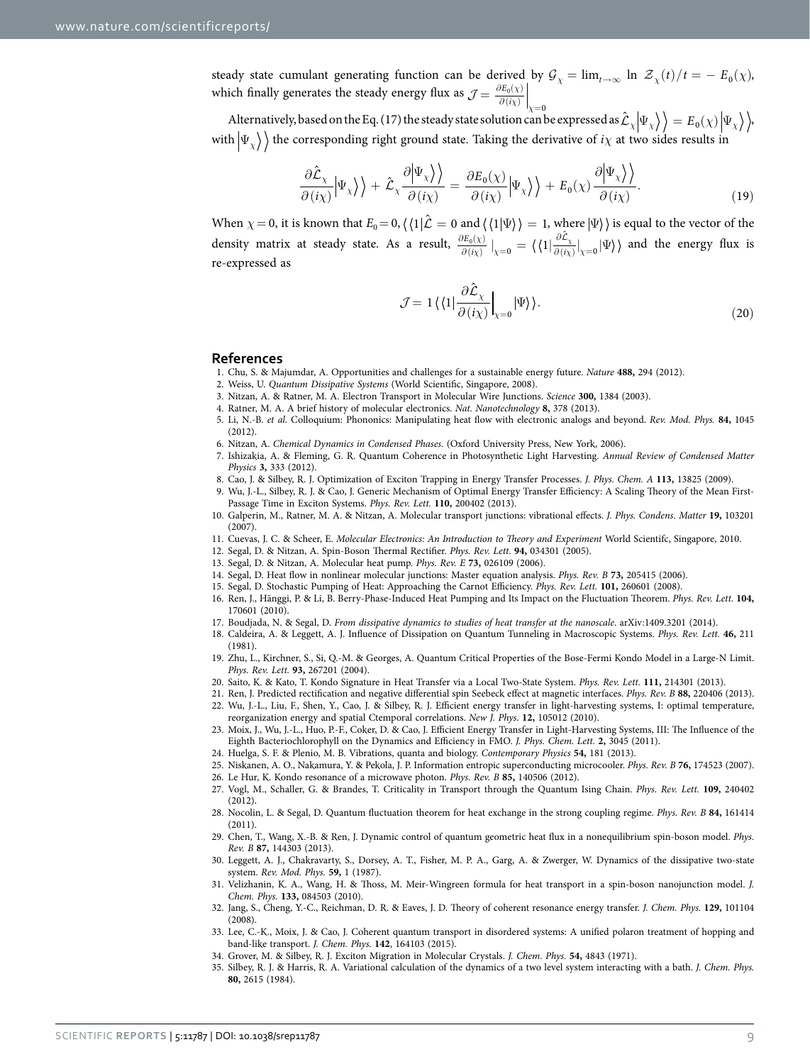steady state cumulant generating function can be derived by $\mathcal{G}_\chi = \lim_{t\to\infty} \ln \mathcal{Z}_\chi(t)/t = -E_0(\chi)$, which finally generates the steady energy flux as $\mathcal{J} = \frac{\partial E_0(\chi)}{\partial(i\chi)}\Big|_{\chi=0}$

Alternatively, based on the Eq. (17) the steady state solution can be expressed as $\hat{\mathcal{L}}_\chi \left|\Psi_\chi\right\rangle\rangle = E_0(\chi)\left|\Psi_\chi\right\rangle\rangle$, with $\left|\Psi_\chi\right\rangle\rangle$ the corresponding right ground state. Taking the derivative of $i\chi$ at two sides results in

$$\frac{\partial \hat{\mathcal{L}}_\chi}{\partial(i\chi)}\left|\Psi_\chi\right\rangle\rangle + \hat{\mathcal{L}}_\chi \frac{\partial\left|\Psi_\chi\right\rangle\rangle}{\partial(i\chi)} = \frac{\partial E_0(\chi)}{\partial(i\chi)}\left|\Psi_\chi\right\rangle\rangle + E_0(\chi)\frac{\partial\left|\Psi_\chi\right\rangle\rangle}{\partial(i\chi)}. \tag{19}$$

When $\chi = 0$, it is known that $E_0 = 0$, $\langle\langle 1|\hat{\mathcal{L}} = 0$ and $\langle\langle 1|\Psi\rangle\rangle = 1$, where $|\Psi\rangle\rangle$ is equal to the vector of the density matrix at steady state. As a result, $\frac{\partial E_0(\chi)}{\partial(i\chi)}\Big|_{\chi=0} = \langle\langle 1|\frac{\partial \hat{\mathcal{L}}_\chi}{\partial(i\chi)}\Big|_{\chi=0}|\Psi\rangle\rangle$ and the energy flux is re-expressed as

$$\mathcal{J} = 1\langle\langle 1|\frac{\partial \hat{\mathcal{L}}_\chi}{\partial(i\chi)}\Big|_{\chi=0}|\Psi\rangle\rangle. \tag{20}$$

## References

1. Chu, S. & Majumdar, A. Opportunities and challenges for a sustainable energy future. *Nature* **488,** 294 (2012).
2. Weiss, U. *Quantum Dissipative Systems* (World Scientific, Singapore, 2008).
3. Nitzan, A. & Ratner, M. A. Electron Transport in Molecular Wire Junctions. *Science* **300,** 1384 (2003).
4. Ratner, M. A. A brief history of molecular electronics. *Nat. Nanotechnology* **8,** 378 (2013).
5. Li, N.-B. *et al.* Colloquium: Phononics: Manipulating heat flow with electronic analogs and beyond. *Rev. Mod. Phys.* **84,** 1045 (2012).
6. Nitzan, A. *Chemical Dynamics in Condensed Phases*. (Oxford University Press, New York, 2006).
7. Ishizakia, A. & Fleming, G. R. Quantum Coherence in Photosynthetic Light Harvesting. *Annual Review of Condensed Matter Physics* **3,** 333 (2012).
8. Cao, J. & Silbey, R. J. Optimization of Exciton Trapping in Energy Transfer Processes. *J. Phys. Chem. A* **113,** 13825 (2009).
9. Wu, J.-L., Silbey, R. J. & Cao, J. Generic Mechanism of Optimal Energy Transfer Efficiency: A Scaling Theory of the Mean First-Passage Time in Exciton Systems. *Phys. Rev. Lett.* **110,** 200402 (2013).
10. Galperin, M., Ratner, M. A. & Nitzan, A. Molecular transport junctions: vibrational effects. *J. Phys. Condens. Matter* **19,** 103201 (2007).
11. Cuevas, J. C. & Scheer, E. *Molecular Electronics: An Introduction to Theory and Experiment* World Scientifc, Singapore, 2010.
12. Segal, D. & Nitzan, A. Spin-Boson Thermal Rectifier. *Phys. Rev. Lett.* **94,** 034301 (2005).
13. Segal, D. & Nitzan, A. Molecular heat pump. *Phys. Rev. E* **73,** 026109 (2006).
14. Segal, D. Heat flow in nonlinear molecular junctions: Master equation analysis. *Phys. Rev. B* **73,** 205415 (2006).
15. Segal, D. Stochastic Pumping of Heat: Approaching the Carnot Efficiency. *Phys. Rev. Lett.* **101,** 260601 (2008).
16. Ren, J., Hänggi, P. & Li, B. Berry-Phase-Induced Heat Pumping and Its Impact on the Fluctuation Theorem. *Phys. Rev. Lett.* **104,** 170601 (2010).
17. Boudjada, N. & Segal, D. *From dissipative dynamics to studies of heat transfer at the nanoscale*. arXiv:1409.3201 (2014).
18. Caldeira, A. & Leggett, A. J. Influence of Dissipation on Quantum Tunneling in Macroscopic Systems. *Phys. Rev. Lett.* **46,** 211 (1981).
19. Zhu, L., Kirchner, S., Si, Q.-M. & Georges, A. Quantum Critical Properties of the Bose-Fermi Kondo Model in a Large-N Limit. *Phys. Rev. Lett.* **93,** 267201 (2004).
20. Saito, K. & Kato, T. Kondo Signature in Heat Transfer via a Local Two-State System. *Phys. Rev. Lett.* **111,** 214301 (2013).
21. Ren, J. Predicted rectification and negative differential spin Seebeck effect at magnetic interfaces. *Phys. Rev. B* **88,** 220406 (2013).
22. Wu, J.-L., Liu, F., Shen, Y., Cao, J. & Silbey, R. J. Efficient energy transfer in light-harvesting systems, I: optimal temperature, reorganization energy and spatial Ctemporal correlations. *New J. Phys.* **12,** 105012 (2010).
23. Moix, J., Wu, J.-L., Huo, P.-F., Coker, D. & Cao, J. Efficient Energy Transfer in Light-Harvesting Systems, III: The Influence of the Eighth Bacteriochlorophyll on the Dynamics and Efficiency in FMO. *J. Phys. Chem. Lett.* **2,** 3045 (2011).
24. Huelga, S. F. & Plenio, M. B. Vibrations, quanta and biology. *Contemporary Physics* **54,** 181 (2013).
25. Niskanen, A. O., Nakamura, Y. & Pekola, J. P. Information entropic superconducting microcooler. *Phys. Rev. B* **76,** 174523 (2007).
26. Le Hur, K. Kondo resonance of a microwave photon. *Phys. Rev. B* **85,** 140506 (2012).
27. Vogl, M., Schaller, G. & Brandes, T. Criticality in Transport through the Quantum Ising Chain. *Phys. Rev. Lett.* **109,** 240402 (2012).
28. Nocolin, L. & Segal, D. Quantum fluctuation theorem for heat exchange in the strong coupling regime. *Phys. Rev. B* **84,** 161414 (2011).
29. Chen, T., Wang, X.-B. & Ren, J. Dynamic control of quantum geometric heat flux in a nonequilibrium spin-boson model. *Phys. Rev. B* **87,** 144303 (2013).
30. Leggett, A. J., Chakravarty, S., Dorsey, A. T., Fisher, M. P. A., Garg, A. & Zwerger, W. Dynamics of the dissipative two-state system. *Rev. Mod. Phys.* **59,** 1 (1987).
31. Velizhanin, K. A., Wang, H. & Thoss, M. Meir-Wingreen formula for heat transport in a spin-boson nanojunction model. *J. Chem. Phys.* **133,** 084503 (2010).
32. Jang, S., Cheng, Y.-C., Reichman, D. R. & Eaves, J. D. Theory of coherent resonance energy transfer. *J. Chem. Phys.* **129,** 101104 (2008).
33. Lee, C.-K., Moix, J. & Cao, J. Coherent quantum transport in disordered systems: A unified polaron treatment of hopping and band-like transport. *J. Chem. Phys.* **142**, 164103 (2015).
34. Grover, M. & Silbey, R. J. Exciton Migration in Molecular Crystals. *J. Chem. Phys.* **54,** 4843 (1971).
35. Silbey, R. J. & Harris, R. A. Variational calculation of the dynamics of a two level system interacting with a bath. *J. Chem. Phys.* **80,** 2615 (1984).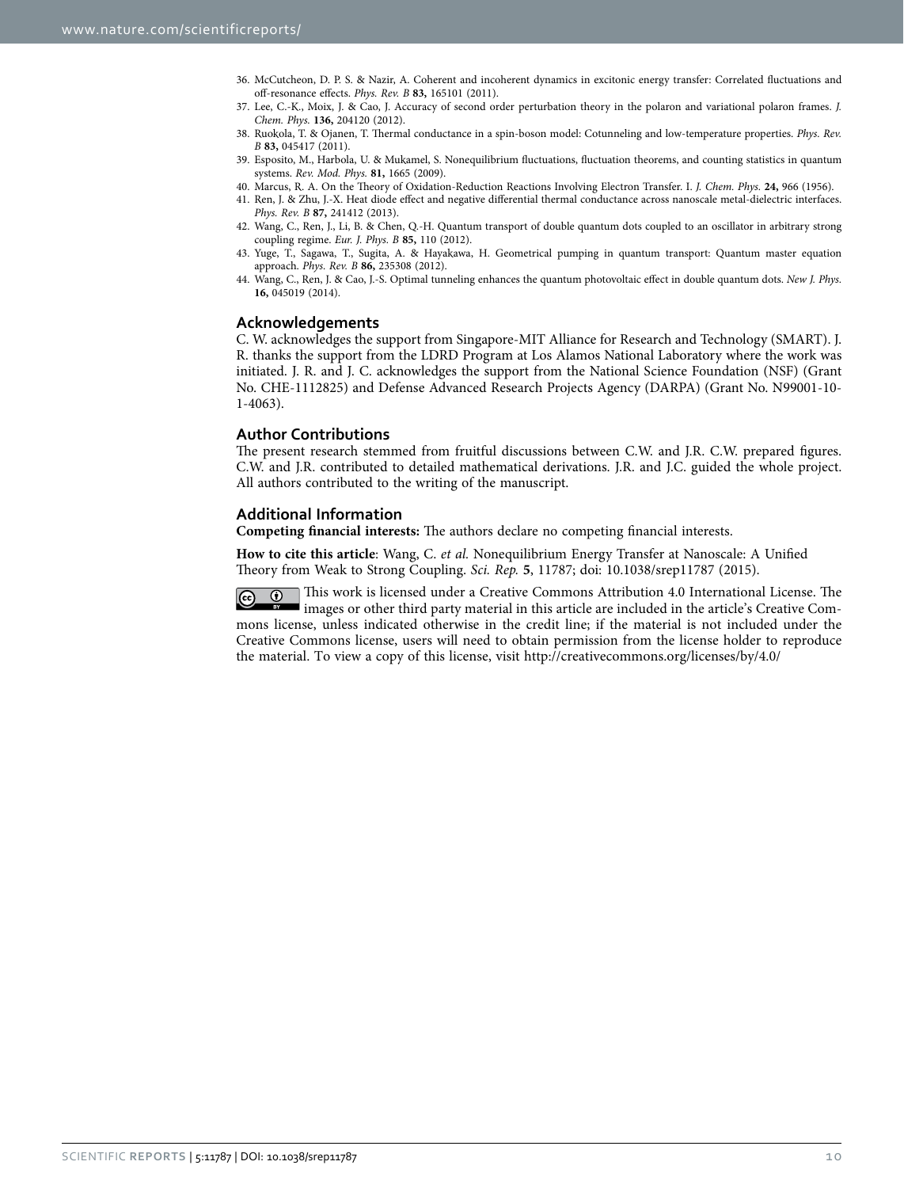36. McCutcheon, D. P. S. & Nazir, A. Coherent and incoherent dynamics in excitonic energy transfer: Correlated fluctuations and off-resonance effects. *Phys. Rev. B* **83,** 165101 (2011).
37. Lee, C.-K., Moix, J. & Cao, J. Accuracy of second order perturbation theory in the polaron and variational polaron frames. *J. Chem. Phys.* **136,** 204120 (2012).
38. Ruokola, T. & Ojanen, T. Thermal conductance in a spin-boson model: Cotunneling and low-temperature properties. *Phys. Rev. B* **83,** 045417 (2011).
39. Esposito, M., Harbola, U. & Mukamel, S. Nonequilibrium fluctuations, fluctuation theorems, and counting statistics in quantum systems. *Rev. Mod. Phys.* **81,** 1665 (2009).
40. Marcus, R. A. On the Theory of Oxidation-Reduction Reactions Involving Electron Transfer. I. *J. Chem. Phys.* **24,** 966 (1956).
41. Ren, J. & Zhu, J.-X. Heat diode effect and negative differential thermal conductance across nanoscale metal-dielectric interfaces. *Phys. Rev. B* **87,** 241412 (2013).
42. Wang, C., Ren, J., Li, B. & Chen, Q.-H. Quantum transport of double quantum dots coupled to an oscillator in arbitrary strong coupling regime. *Eur. J. Phys. B* **85,** 110 (2012).
43. Yuge, T., Sagawa, T., Sugita, A. & Hayakawa, H. Geometrical pumping in quantum transport: Quantum master equation approach. *Phys. Rev. B* **86,** 235308 (2012).
44. Wang, C., Ren, J. & Cao, J.-S. Optimal tunneling enhances the quantum photovoltaic effect in double quantum dots. *New J. Phys.* **16,** 045019 (2014).

## Acknowledgements

C. W. acknowledges the support from Singapore-MIT Alliance for Research and Technology (SMART). J. R. thanks the support from the LDRD Program at Los Alamos National Laboratory where the work was initiated. J. R. and J. C. acknowledges the support from the National Science Foundation (NSF) (Grant No. CHE-1112825) and Defense Advanced Research Projects Agency (DARPA) (Grant No. N99001-10-1-4063).

## Author Contributions

The present research stemmed from fruitful discussions between C.W. and J.R. C.W. prepared figures. C.W. and J.R. contributed to detailed mathematical derivations. J.R. and J.C. guided the whole project. All authors contributed to the writing of the manuscript.

## Additional Information

**Competing financial interests:** The authors declare no competing financial interests.

**How to cite this article**: Wang, C. *et al.* Nonequilibrium Energy Transfer at Nanoscale: A Unified Theory from Weak to Strong Coupling. *Sci. Rep.* **5**, 11787; doi: 10.1038/srep11787 (2015).

This work is licensed under a Creative Commons Attribution 4.0 International License. The images or other third party material in this article are included in the article's Creative Commons license, unless indicated otherwise in the credit line; if the material is not included under the Creative Commons license, users will need to obtain permission from the license holder to reproduce the material. To view a copy of this license, visit http://creativecommons.org/licenses/by/4.0/